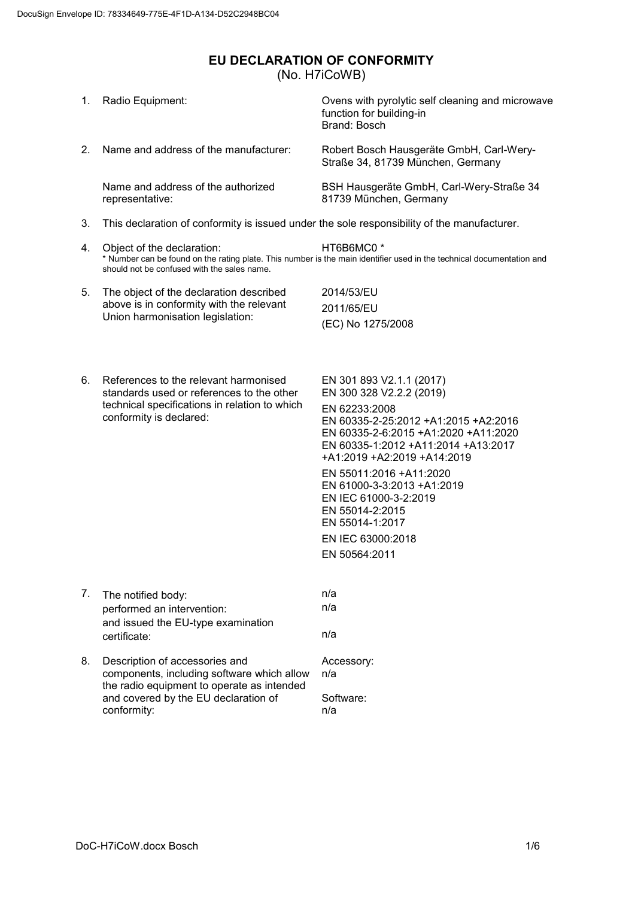# EU DECLARATION OF CONFORMITY

(No. H7iCoWB)

1. Radio Equipment: Ovens with pyrolytic self cleaning and microwave function for building-in
   Brand: Bosch

2. Name and address of the manufacturer: Robert Bosch Hausgeräte GmbH, Carl-Wery-Straße 34, 81739 München, Germany

   Name and address of the authorized representative: BSH Hausgeräte GmbH, Carl-Wery-Straße 34 81739 München, Germany

3. This declaration of conformity is issued under the sole responsibility of the manufacturer.

4. Object of the declaration: HT6B6MC0 *
   * Number can be found on the rating plate. This number is the main identifier used in the technical documentation and should not be confused with the sales name.

5. The object of the declaration described above is in conformity with the relevant Union harmonisation legislation:
   2014/53/EU
   2011/65/EU
   (EC) No 1275/2008

6. References to the relevant harmonised standards used or references to the other technical specifications in relation to which conformity is declared:
   EN 301 893 V2.1.1 (2017)
   EN 300 328 V2.2.2 (2019)
   EN 62233:2008
   EN 60335-2-25:2012 +A1:2015 +A2:2016
   EN 60335-2-6:2015 +A1:2020 +A11:2020
   EN 60335-1:2012 +A11:2014 +A13:2017 +A1:2019 +A2:2019 +A14:2019
   EN 55011:2016 +A11:2020
   EN 61000-3-3:2013 +A1:2019
   EN IEC 61000-3-2:2019
   EN 55014-2:2015
   EN 55014-1:2017
   EN IEC 63000:2018
   EN 50564:2011

7. The notified body: n/a
   performed an intervention: n/a
   and issued the EU-type examination certificate: n/a

8. Description of accessories and components, including software which allow the radio equipment to operate as intended and covered by the EU declaration of conformity:
   Accessory:
   n/a
   Software:
   n/a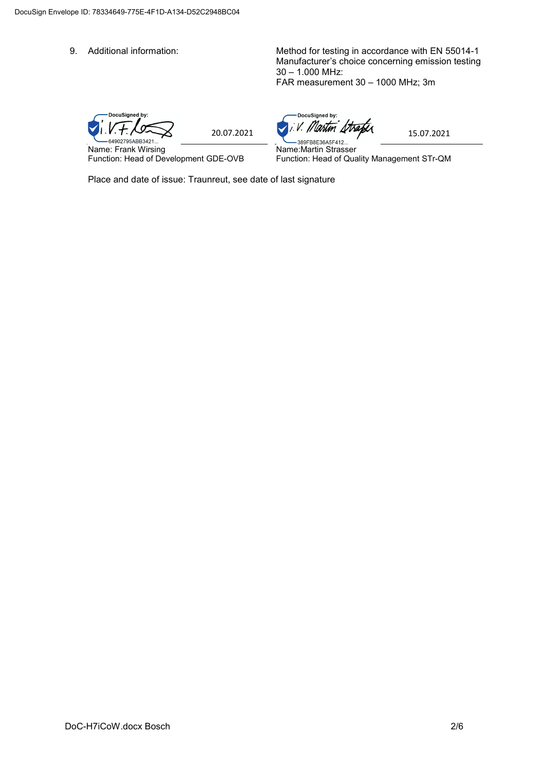9. Additional information: Method for testing in accordance with EN 55014-1
Manufacturer's choice concerning emission testing
30 – 1.000 MHz:
FAR measurement 30 – 1000 MHz; 3m

| | | | |
|---|---|---|---|
| DocuSigned by: i.V. F. 64902795ABB3421... | 20.07.2021 | DocuSigned by: i.V. Martin Strasser 389FB8E36A5F412... | 15.07.2021 |
| Name: Frank Wirsing | | Name:Martin Strasser | |
| Function: Head of Development GDE-OVB | | Function: Head of Quality Management STr-QM | |

Place and date of issue: Traunreut, see date of last signature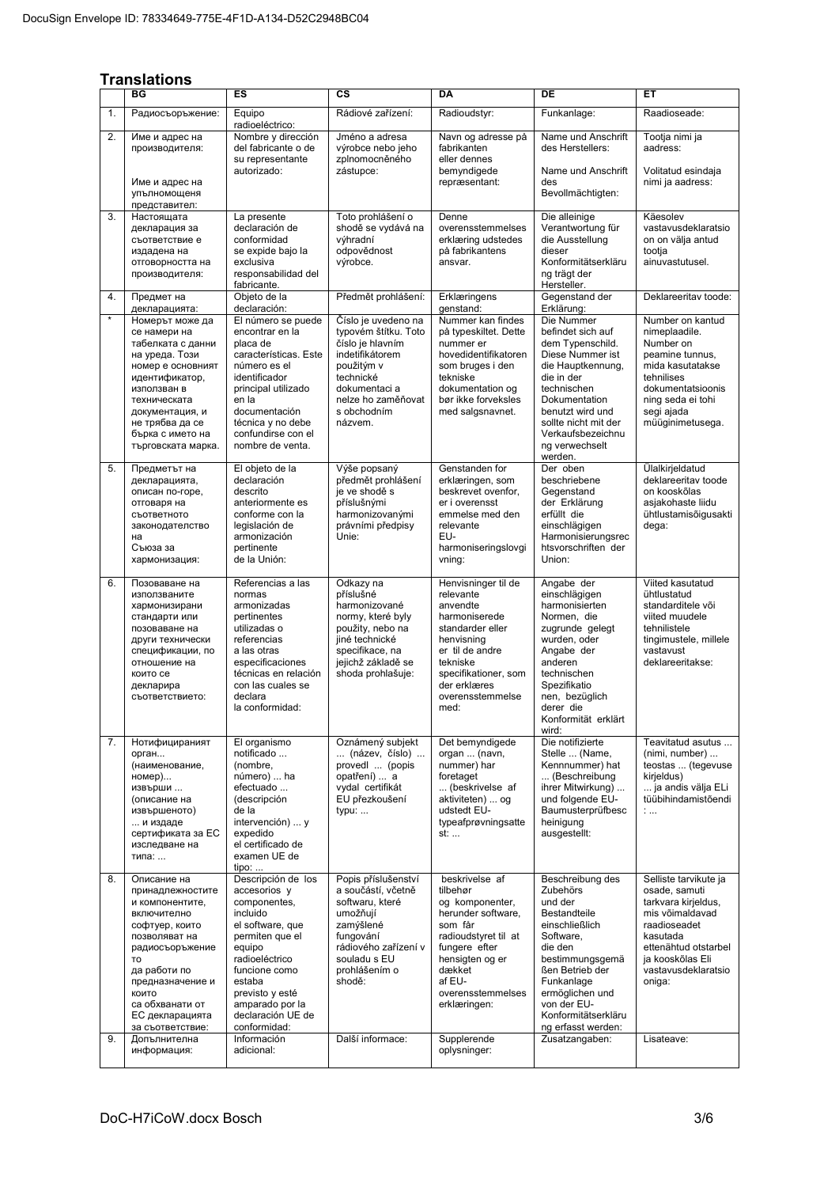## Translations

| | BG | ES | CS | DA | DE | ET |
|---|---|---|---|---|---|---|
| 1. | Радиосъоръжение: | Equipo radioeléctrico: | Rádiové zařízení: | Radioudstyr: | Funkanlage: | Raadioseade: |
| 2. | Име и адрес на производителя: Име и адрес на упълномощеня представител: | Nombre y dirección del fabricante o de su representante autorizado: | Jméno a adresa výrobce nebo jeho zplnomocněného zástupce: | Navn og adresse på fabrikanten eller dennes bemyndigede repræsentant: | Name und Anschrift des Herstellers: Name und Anschrift des Bevollmächtigten: | Tootja nimi ja aadress: Volitatud esindaja nimi ja aadress: |
| 3. | Настоящата декларация за съответствие е издадена на отговорността на производителя: | La presente declaración de conformidad se expide bajo la exclusiva responsabilidad del fabricante. | Toto prohlášení o shodě se vydává na výhradní odpovědnost výrobce. | Denne overensstemmelseserklæring udstedes på fabrikantens ansvar. | Die alleinige Verantwortung für die Ausstellung dieser Konformitätserklärung trägt der Hersteller. | Käesolev vastavusdeklaratsioon on välja antud tootja ainuvastutusel. |
| 4. | Предмет на декларацията: | Objeto de la declaración: | Předmět prohlášení: | Erklæringens genstand: | Gegenstand der Erklärung: | Deklareeritav toode: |
| * | Номерът може да се намери на табелката с данни на уреда. Този номер е основният идентификатор, използван в техническата документация, и не трябва да се бърка с името на търговската марка. | El número se puede encontrar en la placa de características. Este número es el identificador principal utilizado en la documentación técnica y no debe confundirse con el nombre de venta. | Číslo je uvedeno na typovém štítku. Toto číslo je hlavním indetifikátorem použitým v technické dokumentaci a nelze ho zaměňovat s obchodním názvem. | Nummer kan findes på typeskiltet. Dette nummer er hovedidentifikatoren som bruges i den tekniske dokumentation og bør ikke forveksles med salgsnavnet. | Die Nummer befindet sich auf dem Typenschild. Diese Nummer ist die Hauptkennung, die in der technischen Dokumentation benutzt wird und sollte nicht mit der Verkaufsbezeichnung verwechselt werden. | Number on kantud nimeplaadile. Number on peamine tunnus, mida kasutatakse tehnilises dokumentatsioonis ning seda ei tohi segi ajada müüginimetusega. |
| 5. | Предметът на декларацията, описан по-горе, отговаря на съответното законодателство на Съюза за хармонизация: | El objeto de la declaración descrito anteriormente es conforme con la legislación de armonización pertinente de la Unión: | Výše popsaný předmět prohlášení je ve shodě s příslušnými harmonizovanými právními předpisy Unie: | Genstanden for erklæringen, som beskrevet ovenfor, er i overensst emmelse med den relevante EU-harmoniseringslovgivning: | Der oben beschriebene Gegenstand der Erklärung erfüllt die einschlägigen Harmonisierungsrechtsvorschriften der Union: | Ülalkirjeldatud deklareeritav toode on kooskõlas asjakohaste liidu ühtlustamisõigusaktidega: |
| 6. | Позоваване на използваните хармонизирани стандарти или позоваване на други технически спецификации, по отношение на които се декларира съответствието: | Referencias a las normas armonizadas pertinentes utilizadas o referencias a las otras especificaciones técnicas en relación con las cuales se declara la conformidad: | Odkazy na příslušné harmonizované normy, které byly použity, nebo na jiné technické specifikace, na jejichž základě se shoda prohlašuje: | Henvisninger til de relevante anvendte harmoniserede standarder eller henvisning er til de andre tekniske specifikationer, som der erklæres overensstemmelse med: | Angabe der einschlägigen harmonisierten Normen, die zugrunde gelegt wurden, oder Angabe der anderen technischen Spezifikationen, bezüglich derer die Konformität erklärt wird: | Viited kasutatud ühtlustatud standarditele või viited muudele tehnilistele tingimustele, millele vastavust deklareeritakse: |
| 7. | Нотифицираният орган... (наименование, номер)... извърши ... (описание на извършеното) ... и издаде сертификата за ЕС изследване на типа: ... | El organismo notificado ... (nombre, número) ... ha efectuado ... (descripción de la intervención) ... y expedido el certificado de examen UE de tipo: ... | Oznámený subjekt ... (název, číslo) ... provedl ... (popis opatření) ... a vydal certifikát EU přezkoušení typu: ... | Det bemyndigede organ ... (navn, nummer) har foretaget ... (beskrivelse af aktiviteten) ... og udstedt EU-typeafprøvningsattest: ... | Die notifizierte Stelle ... (Name, Kennnummer) hat ... (Beschreibung ihrer Mitwirkung) ... und folgende EU-Baumusterprüfbescheinigung ausgestellt: | Teavitatud asutus ... (nimi, number) ... teostas ... (tegevuse kirjeldus) ... ja andis välja ELi tüübihindamistõendi : ... |
| 8. | Описание на принадлежностите и компонентите, включително софтуер, които позволяват на радиосъоръжението то да работи по предназначение и които са обхванати от ЕС декларацията за съответствие: | Descripción de los accesorios y componentes, incluido el software, que permiten que el equipo radioeléctrico funcione como estaba previsto y esté amparado por la declaración UE de conformidad: | Popis příslušenství a součástí, včetně softwaru, které umožňují zamýšlené fungování rádiového zařízení v souladu s EU prohlášením o shodě: | beskrivelse af tilbehør og komponenter, herunder software, som får radioudstyret til at fungere efter hensigten og er dækket af EU-overensstemmelseserklæringen: | Beschreibung des Zubehörs und der Bestandteile einschließlich Software, die den bestimmungsgemäßen Betrieb der Funkanlage ermöglichen und von der EU-Konformitätserklärung erfasst werden: | Selliste tarvikute ja osade, samuti tarkvara kirjeldus, mis võimaldavad raadioseadet kasutada ettenähtud otstarbel ja kooskõlas Eli vastavusdeklaratsiooniga: |
| 9. | Допълнителна информация: | Información adicional: | Další informace: | Supplerende oplysninger: | Zusatzangaben: | Lisateave: |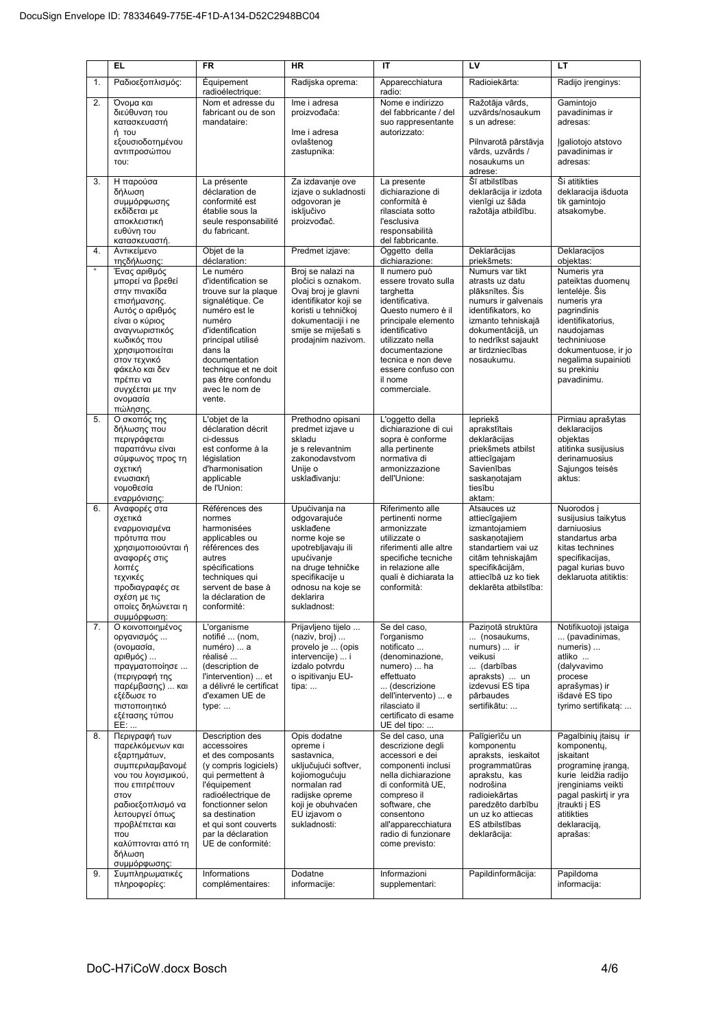| | EL | FR | HR | IT | LV | LT |
|---|---|---|---|---|---|---|
| 1. | Ραδιοεξοπλισμός: | Équipement radioélectrique: | Radijska oprema: | Apparecchiatura radio: | Radioiekārta: | Radijo įrenginys: |
| 2. | Όνομα και διεύθυνση του κατασκευαστή ή του εξουσιοδοτημένου αντιπροσώπου του: | Nom et adresse du fabricant ou de son mandataire: | Ime i adresa proizvođača: Ime i adresa ovlaštenog zastupnika: | Nome e indirizzo del fabbricante / del suo rappresentante autorizzato: | Ražotāja vārds, uzvārds/nosaukum s un adrese: Pilnvarotā pārstāvja vārds, uzvārds / nosaukums un adrese: | Gamintojo pavadinimas ir adresas: Įgaliotojo atstovo pavadinimas ir adresas: |
| 3. | Η παρούσα δήλωση συμμόρφωσης εκδίδεται με αποκλειστική ευθύνη του κατασκευαστή. | La présente déclaration de conformité est établie sous la seule responsabilité du fabricant. | Za izdavanje ove izjave o sukladnosti odgovoran je isključivo proizvođač. | La presente dichiarazione di conformità è rilasciata sotto l'esclusiva responsabilità del fabbricante. | Šī atbilstības deklarācija ir izdota vienīgi uz šāda ražotāja atbildību. | Ši atitikties deklaracija išduota tik gamintojo atsakomybe. |
| 4. | Αντικείμενο τηςδήλωσης: | Objet de la déclaration: | Predmet izjave: | Oggetto della dichiarazione: | Deklarācijas priekšmets: | Deklaracijos objektas: |
| * | Ένας αριθμός μπορεί να βρεθεί στην πινακίδα επισήμανσης. Αυτός ο αριθμός είναι ο κύριος αναγνωριστικός κωδικός που χρησιμοποιείται στον τεχνικό φάκελο και δεν πρέπει να συγχέεται με την ονομασία πώλησης. | Le numéro d'identification se trouve sur la plaque signalétique. Ce numéro est le numéro d'identification principal utilisé dans la documentation technique et ne doit pas être confondu avec le nom de vente. | Broj se nalazi na pločici s oznakom. Ovaj broj je glavni identifikator koji se koristi u tehničkoj dokumentaciji i ne smije se miješati s prodajnim nazivom. | Il numero può essere trovato sulla targhetta identificativa. Questo numero è il principale elemento identificativo utilizzato nella documentazione tecnica e non deve essere confuso con il nome commerciale. | Numurs var tikt atrasts uz datu plāksnītes. Šis numurs ir galvenais identifikators, ko izmanto tehniskajā dokumentācijā, un to nedrīkst sajaukt ar tirdzniecības nosaukumu. | Numeris yra pateiktas duomenų lentelėje. Šis numeris yra pagrindinis identifikatorius, naudojamas techniniuose dokumentuose, ir jo negalima supainioti su prekiniu pavadinimu. |
| 5. | Ο σκοπός της δήλωσης που περιγράφεται παραπάνω είναι σύμφωνος προς τη σχετική ενωσιακή νομοθεσία εναρμόνισης: | L'objet de la déclaration décrit ci-dessus est conforme à la législation d'harmonisation applicable de l'Union: | Prethodno opisani predmet izjave u skladu je s relevantnim zakonodavstvom Unije o usklađivanju: | L'oggetto della dichiarazione di cui sopra è conforme alla pertinente normativa di armonizzazione dell'Unione: | Iepriekš aprakstītais deklarācijas priekšmets atbilst attiecīgajam Savienības saskaņotajam tiesību aktam: | Pirmiau aprašytas deklaracijos objektas atitinka susijusius derinamuosius Sąjungos teisės aktus: |
| 6. | Αναφορές στα σχετικά εναρμονισμένα πρότυπα που χρησιμοποιούνται ή αναφορές στις λοιπές τεχνικές προδιαγραφές σε σχέση με τις οποίες δηλώνεται η συμμόρφωση: | Références des normes harmonisées applicables ou références des autres spécifications techniques qui servent de base à la déclaration de conformité: | Upućivanja na odgovarajuće usklađene norme koje se upotrebljavaju ili upućivanje na druge tehničke specifikacije u odnosu na koje se deklarira sukladnost: | Riferimento alle pertinenti norme armonizzate utilizzate o riferimenti alle altre specifiche tecniche in relazione alle quali è dichiarata la conformità: | Atsauces uz attiecīgajiem izmantojamiem saskaņotajiem standartiem vai uz citām tehniskajām specifikācijām, attiecībā uz ko tiek deklarēta atbilstība: | Nuorodos į susijusius taikytus darniuosius standartus arba kitas technines specifikacijas, pagal kurias buvo deklaruota atitiktis: |
| 7. | Ο κοινοποιημένος οργανισμός ... (ονομασία, αριθμός) ... πραγματοποίησε ... (περιγραφή της παρέμβασης) ... και εξέδωσε το πιστοποιητικό εξέτασης τύπου ΕΕ: ... | L'organisme notifié ... (nom, numéro) ... a réalisé ... (description de l'intervention) ... et a délivré le certificat d'examen UE de type: ... | Prijavljeno tijelo ... (naziv, broj) ... provelo je ... (opis intervencije) ... i izdalo potvrdu o ispitivanju EU-tipa: ... | Se del caso, l'organismo notificato ... (denominazione, numero) ... ha effettuato ... (descrizione dell'intervento) ... e rilasciato il certificato di esame UE del tipo: ... | Paziņotā struktūra ... (nosaukums, numurs) ... ir veikusi ... (darbības apraksts) ... un izdevusi ES tipa pārbaudes sertifikātu: ... | Notifikuotoji įstaiga ... (pavadinimas, numeris) ... atliko ... (dalyvavimo procese aprašymas) ir išdavė ES tipo tyrimo sertifikatą: ... |
| 8. | Περιγραφή των παρελκόμενων και εξαρτημάτων, συμπεριλαμβανομέ νου του λογισμικού, που επιτρέπουν στον ραδιοεξοπλισμό να λειτουργεί όπως προβλέπεται και που καλύπτονται από τη δήλωση συμμόρφωσης: | Description des accessoires et des composants (y compris logiciels) qui permettent à l'équipement radioélectrique de fonctionner selon sa destination et qui sont couverts par la déclaration UE de conformité: | Opis dodatne opreme i sastavnica, uključujući softver, kojiomogućuju normalan rad radijske opreme koji je obuhvaćen EU izjavom o sukladnosti: | Se del caso, una descrizione degli accessori e dei componenti inclusi nella dichiarazione di conformità UE, compreso il software, che consentono all'apparecchiatura radio di funzionare come previsto: | Palīgierīču un komponentu apraksts, ieskaitot programmatūras aprakstu, kas nodrošina radioiekārtas paredzēto darbību un uz ko attiecas ES atbilstības deklarācija: | Pagalbinių įtaisų ir komponentų, įskaitant programinę įrangą, kurie leidžia radijo įrenginiams veikti pagal paskirtį ir yra įtraukti į ES atitikties deklaraciją, aprašas: |
| 9. | Συμπληρωματικές πληροφορίες: | Informations complémentaires: | Dodatne informacije: | Informazioni supplementari: | Papildinformācija: | Papildoma informacija: |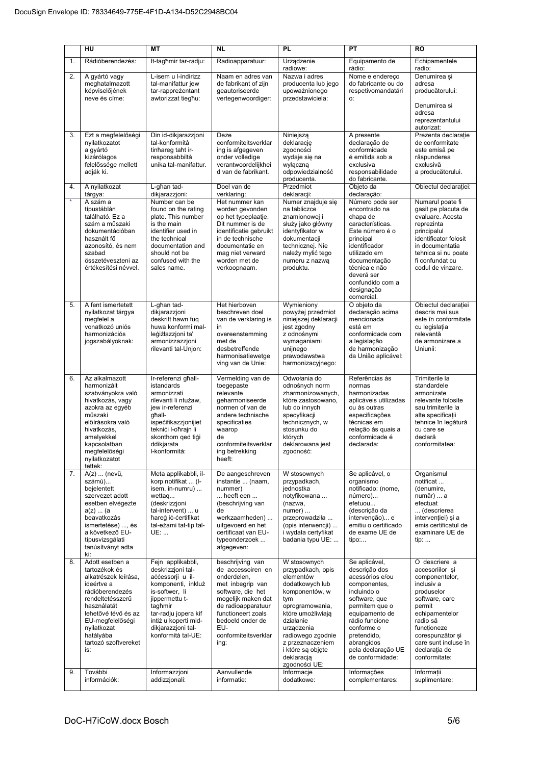| | HU | MT | NL | PL | PT | RO |
|---|---|---|---|---|---|---|
| 1. | Rádióberendezés: | It-tagħmir tar-radju: | Radioapparatuur: | Urządzenie radiowe: | Equipamento de rádio: | Echipamentele radio: |
| 2. | A gyártó vagy meghatalmazott képviselőjének neve és címe: | L-isem u l-indirizz tal-manifattur jew tar-rappreżentant awtorizzat tiegħu: | Naam en adres van de fabrikant of zijn geautoriseerde vertegenwoordiger: | Nazwa i adres producenta lub jego upoważnionego przedstawiciela: | Nome e endereço do fabricante ou do respetivomandatário: | Denumirea și adresa producătorului: Denumirea si adresa reprezentantului autorizat: |
| 3. | Ezt a megfelelőségi nyilatkozatot a gyártó kizárólagos felelőssége mellett adják ki. | Din id-dikjarazzjoni tal-konformità tinħareg taħt ir-responsabbiltà unika tal-manifattur. | Deze conformiteitsverklaring is afgegeven onder volledige verantwoordelijkheid van de fabrikant. | Niniejszą deklarację zgodności wydaje się na wyłączną odpowiedzialność producenta. | A presente declaração de conformidade é emitida sob a exclusiva responsabilidade do fabricante. | Prezenta declarație de conformitate este emisă pe răspunderea exclusivă a producătorului. |
| 4. | A nyilatkozat tárgya: | L-għan tad-dikjarazzjoni: | Doel van de verklaring: | Przedmiot deklaracji: | Objeto da declaração: | Obiectul declarației: |
| * | A szám a típustáblán található. Ez a szám a műszaki dokumentációban használt fő azonosító, és nem szabad összetéveszteni az értékesítési névvel. | Number can be found on the rating plate. This number is the main identifier used in the technical documentation and should not be confused with the sales name. | Het nummer kan worden gevonden op het typeplaatje. Dit nummer is de identificatie gebruikt in de technische documentatie en mag niet verward worden met de verkoopnaam. | Numer znajduje się na tabliczce znamionowej i służy jako główny identyfikator w dokumentacji technicznej. Nie należy mylić tego numeru z nazwą produktu. | Número pode ser encontrado na chapa de características. Este número é o principal identificador utilizado em documentação técnica e não deverá ser confundido com a designação comercial. | Numarul poate fi gasit pe placuta de evaluare. Acesta reprezinta principalul identificator folosit in documentatia tehnica si nu poate fi confundat cu codul de vinzare. |
| 5. | A fent ismertetett nyilatkozat tárgya megfelel a vonatkozó uniós harmonizációs jogszabályoknak: | L-għan tad-dikjarazzjoni deskritt hawn fuq huwa konformi mal-leġiżlazzjoni ta' armonizzazzjoni rilevanti tal-Unjon: | Het hierboven beschreven doel van de verklaring is in overeenstemming met de desbetreffende harmonisatiewetgeving van de Unie: | Wymieniony powyżej przedmiot niniejszej deklaracji jest zgodny z odnośnymi wymaganiami unijnego prawodawstwa harmonizacyjnego: | O objeto da declaração acima mencionada está em conformidade com a legislação de harmonização da União aplicável: | Obiectul declarației descris mai sus este în conformitate cu legislația relevantă de armonizare a Uniunii: |
| 6. | Az alkalmazott harmonizált szabványokra való hivatkozás, vagy azokra az egyéb műszaki előírásokra való hivatkozás, amelyekkel kapcsolatban megfelelőségi nyilatkozatot tettek: | Ir-referenzi għall-istandards armonizzati rilevanti li ntużaw, jew ir-referenzi għall-ispeċifikazzjonijiet tekniċi l-oħrajn li skonthom qed tiġi ddikjarata l-konformità: | Vermelding van de toegepaste relevante geharmoniseerde normen of van de andere technische specificaties waarop de conformiteitsverklaring betrekking heeft: | Odwołania do odnośnych norm zharmonizowanych, które zastosowano, lub do innych specyfikacji technicznych, w stosunku do których deklarowana jest zgodność: | Referências às normas harmonizadas aplicáveis utilizadas ou às outras especificações técnicas em relação às quais a conformidade é declarada: | Trimiterile la standardele armonizate relevante folosite sau trimiterile la alte specificații tehnice în legătură cu care se declară conformitatea: |
| 7. | A(z) ... (nevű, számú)... bejelentett szervezet adott esetben elvégezte a(z) ... (a beavatkozás ismertetése) ..., és a következő EU-típusvizsgálati tanúsítványt adta ki: | Meta applikabbli, il-korp notifikat ... (l-isem, in-numru) ... wettaq... (deskrizzjoni tal-intervent) ... u ħareġ iċ-ċertifikat tal-eżami tat-tip tal-UE: ... | De aangeschreven instantie ... (naam, nummer) ... heeft een ... (beschrijving van de werkzaamheden) ... uitgevoerd en het certificaat van EU-typeonderzoek ... afgegeven: | W stosownych przypadkach, jednostka notyfikowana ... (nazwa, numer) ... przeprowadziła ... (opis interwencji) ... i wydała certyfikat badania typu UE: ... | Se aplicável, o organismo notificado: (nome, número)... efetuou... (descrição da intervenção)... e emitiu o certificado de exame UE de tipo:... | Organismul notificat ... (denumire, număr) ... a efectuat ... (descrierea intervenției) și a emis certificatul de examinare UE de tip: ... |
| 8. | Adott esetben a tartozékok és alkatrészek leírása, ideértve a rádióberendezés rendeltetésszerű használatát lehetővé tévő és az EU-megfelelőségi nyilatkozat hatályába tartozó szoftvereket is: | Fejn applikabbli, deskrizzjoni tal-aċċessorji u il-komponenti, inkluż is-softwer, li jippermettu t-tagħmir tar-radju jopera kif intiż u koperti mid-dikjarazzjoni tal-konformità tal-UE: | beschrijving van de accessoiren en onderdelen, met inbegrip van software, die het mogelijk maken dat de radioapparatuur functioneert zoals bedoeld onder de EU-conformiteitsverklaring: | W stosownych przypadkach, opis elementów dodatkowych lub komponentów, w tym oprogramowania, które umożliwiają działanie urządzenia radiowego zgodnie z przeznaczeniem i które są objęte deklaracją zgodności UE: | Se aplicável, descrição dos acessórios e/ou componentes, incluindo o software, que permitem que o equipamento de rádio funcione conforme o pretendido, abrangidos pela declaração UE de conformidade: | O descriere a accesoriilor și componentelor, inclusiv a produselor software, care permit echipamentelor radio să funcționeze corespunzător și care sunt incluse în declarația de conformitate: |
| 9. | További információk: | Informazzjoni addizzjonali: | Aanvullende informatie: | Informacje dodatkowe: | Informações complementares: | Informații suplimentare: |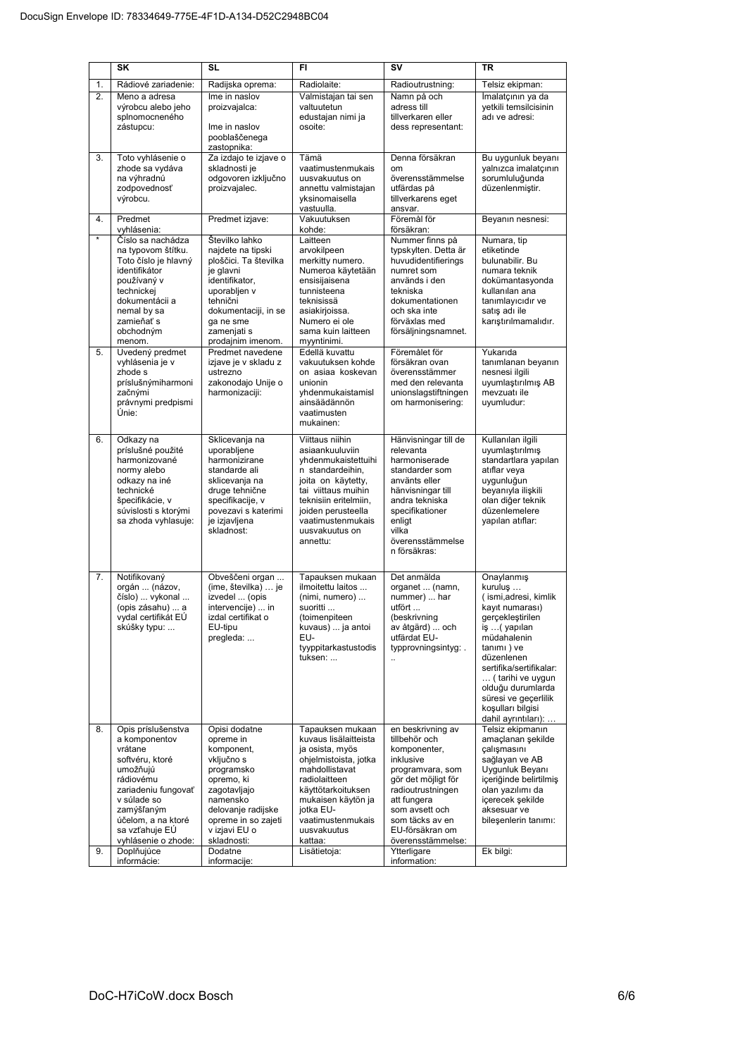| | SK | SL | FI | SV | TR |
|---|---|---|---|---|---|
| 1. | Rádiové zariadenie: | Radijska oprema: | Radiolaite: | Radioutrustning: | Telsiz ekipman: |
| 2. | Meno a adresa výrobcu alebo jeho splnomocneného zástupcu: | Ime in naslov proizvajalca: Ime in naslov pooblaščenega zastopnika: | Valmistajan tai sen valtuutetun edustajan nimi ja osoite: | Namn på och adress till tillverkaren eller dess representant: | İmalatçının ya da yetkili temsilcisinin adı ve adresi: |
| 3. | Toto vyhlásenie o zhode sa vydáva na výhradnú zodpovednosť výrobcu. | Za izdajo te izjave o skladnosti je odgovoren izključno proizvajalec. | Tämä vaatimustenmukais uusvakuutus on annettu valmistajan yksinomaisella vastuulla. | Denna försäkran om överensstämmelse utfärdas på tillverkarens eget ansvar. | Bu uygunluk beyanı yalnızca imalatçının sorumluluğunda düzenlenmiştir. |
| 4. | Predmet vyhlásenia: | Predmet izjave: | Vakuutuksen kohde: | Föremål för försäkran: | Beyanın nesnesi: |
| * | Číslo sa nachádza na typovom štítku. Toto číslo je hlavný identifikátor používaný v technickej dokumentácii a nemal by sa zamieňať s obchodným menom. | Številko lahko najdete na tipski ploščici. Ta številka je glavni identifikator, uporabljen v tehnični dokumentaciji, in se ga ne sme zamenjati s prodajnim imenom. | Laitteen arvokilpeen merkitty numero. Numeroa käytetään ensisijaisena tunnisteena teknisissä asiakirjoissa. Numero ei ole sama kuin laitteen myyntinimi. | Nummer finns på typskylten. Detta är huvudidentifierings numret som används i den tekniska dokumentationen och ska inte förväxlas med försäljningsnamnet. | Numara, tip etiketinde bulunabilir. Bu numara teknik dokümantasyonda kullanılan ana tanımlayıcıdır ve satış adı ile karıştırılmamalıdır. |
| 5. | Uvedený predmet vyhlásenia je v zhode s príslušnýmiharmonizačnými právnymi predpismi Únie: | Predmet navedene izjave je v skladu z ustrezno zakonodajo Unije o harmonizaciji: | Edellä kuvattu vakuutuksen kohde on asiaa koskevan unionin yhdenmukaistamislainsäädännön vaatimusten mukainen: | Föremålet för försäkran ovan överensstämmer med den relevanta unionslagstiftningen om harmonisering: | Yukarıda tanımlanan beyanın nesnesi ilgili uyumlaştırılmış AB mevzuatı ile uyumludur: |
| 6. | Odkazy na príslušné použité harmonizované normy alebo odkazy na iné technické špecifikácie, v súvislosti s ktorými sa zhoda vyhlasuje: | Sklicevanja na uporabljene harmonizirane standarde ali sklicevanja na druge tehnične specifikacije, v povezavi s katerimi je izjavljena skladnost: | Viittaus niihin asiaankuuluviin yhdenmukaistettuihin standardeihin, joita on käytetty, tai viittaus muihin teknisiin eritelmiin, joiden perusteella vaatimustenmukaisuusvakuutus on annettu: | Hänvisningar till de relevanta harmoniserade standarder som använts eller hänvisningar till andra tekniska specifikationer enligt vilka överensstämmelsen försäkras: | Kullanılan ilgili uyumlaştırılmış standartlara yapılan atıflar veya uygunluğun beyanıyla ilişkili olan diğer teknik düzenlemelere yapılan atıflar: |
| 7. | Notifikovaný orgán ... (názov, číslo) ... vykonal ... (opis zásahu) ... a vydal certifikát EÚ skúšky typu: ... | Obveščeni organ ... (ime, številka) … je izvedel ... (opis intervencije) ... in izdal certifikat o EU-tipu pregleda: ... | Tapauksen mukaan ilmoitettu laitos ... (nimi, numero) ... suoritti ... (toimenpiteen kuvaus) ... ja antoi EU-tyyppitarkastustodistuksen: ... | Det anmälda organet ... (namn, nummer) ... har utfört ... (beskrivning av åtgärd) ... och utfärdat EU-typprovningsintyg: . .. | Onaylanmış kuruluş … ( ismi,adresi, kimlik kayıt numarası) gerçekleştirilen iş …( yapılan müdahalenin tanımı ) ve düzenlenen sertifika/sertifikalar: … ( tarihi ve uygun olduğu durumlarda süresi ve geçerlilik koşulları bilgisi dahil ayrıntıları): … |
| 8. | Opis príslušenstva a komponentov vrátane softvéru, ktoré umožňujú rádiovému zariadeniu fungovať v súlade so zamýšľaným účelom, a na ktoré sa vzťahuje EÚ vyhlásenie o zhode: | Opisi dodatne opreme in komponent, vključno s programsko opremo, ki zagotavljajo namensko delovanje radijske opreme in so zajeti v izjavi EU o skladnosti: | Tapauksen mukaan kuvaus lisälaitteista ja osista, myös ohjelmistoista, jotka mahdollistavat radiolaitteen käyttötarkoituksen mukaisen käytön ja jotka EU-vaatimustenmukaisuusvakuutus kattaa: | en beskrivning av tillbehör och komponenter, inklusive programvara, som gör det möjligt för radioutrustningen att fungera som avsett och som täcks av en EU-försäkran om överensstämmelse: | Telsiz ekipmanın amaçlanan şekilde çalışmasını sağlayan ve AB Uygunluk Beyanı içeriğinde belirtilmiş olan yazılımı da içerecek şekilde aksesuar ve bileşenlerin tanımı: |
| 9. | Doplňujúce informácie: | Dodatne informacije: | Lisätietoja: | Ytterligare information: | Ek bilgi: |

DoC-H7iCoW.docx Bosch